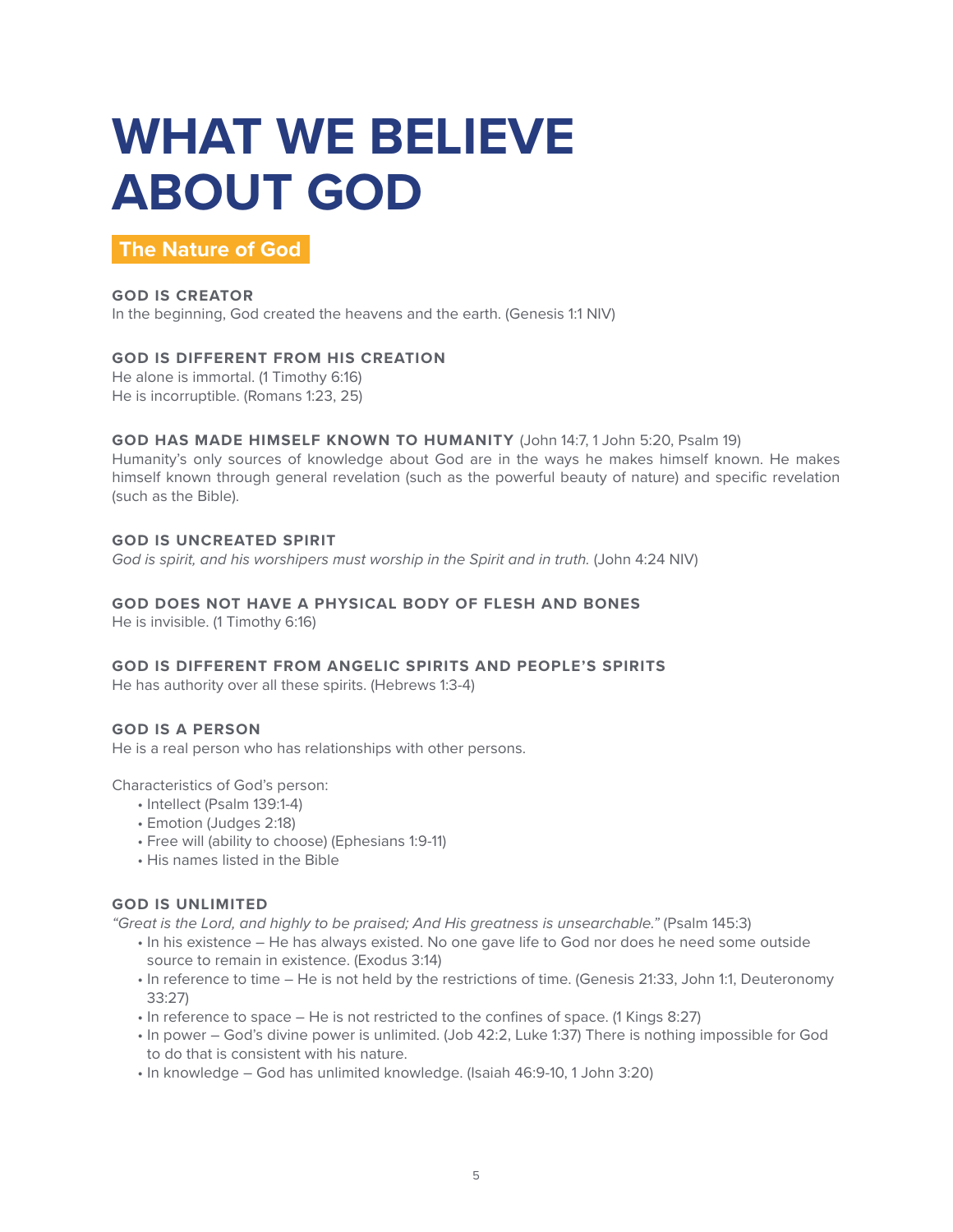# WHAT WE BELIEVE ABOUT GOD

## The Nature of God

**GOD IS CREATOR**
In the beginning, God created the heavens and the earth. (Genesis 1:1 NIV)

**GOD IS DIFFERENT FROM HIS CREATION**
He alone is immortal. (1 Timothy 6:16)
He is incorruptible. (Romans 1:23, 25)

**GOD HAS MADE HIMSELF KNOWN TO HUMANITY** (John 14:7, 1 John 5:20, Psalm 19)
Humanity's only sources of knowledge about God are in the ways he makes himself known. He makes himself known through general revelation (such as the powerful beauty of nature) and specific revelation (such as the Bible).

**GOD IS UNCREATED SPIRIT**
*God is spirit, and his worshipers must worship in the Spirit and in truth.* (John 4:24 NIV)

**GOD DOES NOT HAVE A PHYSICAL BODY OF FLESH AND BONES**
He is invisible. (1 Timothy 6:16)

**GOD IS DIFFERENT FROM ANGELIC SPIRITS AND PEOPLE'S SPIRITS**
He has authority over all these spirits. (Hebrews 1:3-4)

**GOD IS A PERSON**
He is a real person who has relationships with other persons.

Characteristics of God's person:

- Intellect (Psalm 139:1-4)
- Emotion (Judges 2:18)
- Free will (ability to choose) (Ephesians 1:9-11)
- His names listed in the Bible

**GOD IS UNLIMITED**
*"Great is the Lord, and highly to be praised; And His greatness is unsearchable."* (Psalm 145:3)

- In his existence – He has always existed. No one gave life to God nor does he need some outside source to remain in existence. (Exodus 3:14)
- In reference to time – He is not held by the restrictions of time. (Genesis 21:33, John 1:1, Deuteronomy 33:27)
- In reference to space – He is not restricted to the confines of space. (1 Kings 8:27)
- In power – God's divine power is unlimited. (Job 42:2, Luke 1:37) There is nothing impossible for God to do that is consistent with his nature.
- In knowledge – God has unlimited knowledge. (Isaiah 46:9-10, 1 John 3:20)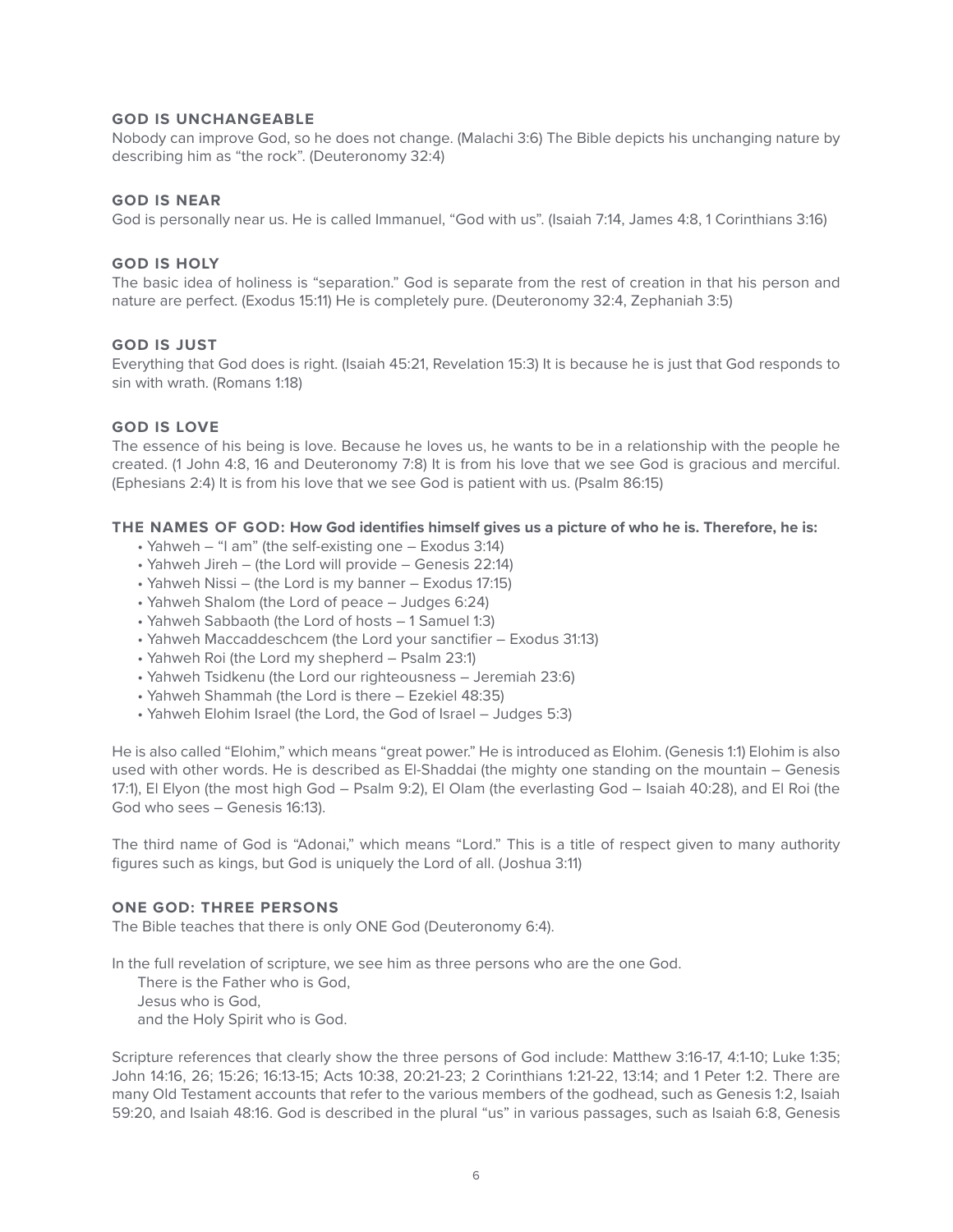### GOD IS UNCHANGEABLE

Nobody can improve God, so he does not change. (Malachi 3:6) The Bible depicts his unchanging nature by describing him as "the rock". (Deuteronomy 32:4)

### GOD IS NEAR

God is personally near us. He is called Immanuel, "God with us". (Isaiah 7:14, James 4:8, 1 Corinthians 3:16)

### GOD IS HOLY

The basic idea of holiness is "separation." God is separate from the rest of creation in that his person and nature are perfect. (Exodus 15:11) He is completely pure. (Deuteronomy 32:4, Zephaniah 3:5)

### GOD IS JUST

Everything that God does is right. (Isaiah 45:21, Revelation 15:3) It is because he is just that God responds to sin with wrath. (Romans 1:18)

### GOD IS LOVE

The essence of his being is love. Because he loves us, he wants to be in a relationship with the people he created. (1 John 4:8, 16 and Deuteronomy 7:8) It is from his love that we see God is gracious and merciful. (Ephesians 2:4) It is from his love that we see God is patient with us. (Psalm 86:15)

**THE NAMES OF GOD: How God identifies himself gives us a picture of who he is. Therefore, he is:**

- Yahweh – "I am" (the self-existing one – Exodus 3:14)
- Yahweh Jireh – (the Lord will provide – Genesis 22:14)
- Yahweh Nissi – (the Lord is my banner – Exodus 17:15)
- Yahweh Shalom (the Lord of peace – Judges 6:24)
- Yahweh Sabbaoth (the Lord of hosts – 1 Samuel 1:3)
- Yahweh Maccaddeschcem (the Lord your sanctifier – Exodus 31:13)
- Yahweh Roi (the Lord my shepherd – Psalm 23:1)
- Yahweh Tsidkenu (the Lord our righteousness – Jeremiah 23:6)
- Yahweh Shammah (the Lord is there – Ezekiel 48:35)
- Yahweh Elohim Israel (the Lord, the God of Israel – Judges 5:3)

He is also called "Elohim," which means "great power." He is introduced as Elohim. (Genesis 1:1) Elohim is also used with other words. He is described as El-Shaddai (the mighty one standing on the mountain – Genesis 17:1), El Elyon (the most high God – Psalm 9:2), El Olam (the everlasting God – Isaiah 40:28), and El Roi (the God who sees – Genesis 16:13).

The third name of God is "Adonai," which means "Lord." This is a title of respect given to many authority figures such as kings, but God is uniquely the Lord of all. (Joshua 3:11)

### ONE GOD: THREE PERSONS

The Bible teaches that there is only ONE God (Deuteronomy 6:4).

In the full revelation of scripture, we see him as three persons who are the one God.
There is the Father who is God,
Jesus who is God,
and the Holy Spirit who is God.

Scripture references that clearly show the three persons of God include: Matthew 3:16-17, 4:1-10; Luke 1:35; John 14:16, 26; 15:26; 16:13-15; Acts 10:38, 20:21-23; 2 Corinthians 1:21-22, 13:14; and 1 Peter 1:2. There are many Old Testament accounts that refer to the various members of the godhead, such as Genesis 1:2, Isaiah 59:20, and Isaiah 48:16. God is described in the plural "us" in various passages, such as Isaiah 6:8, Genesis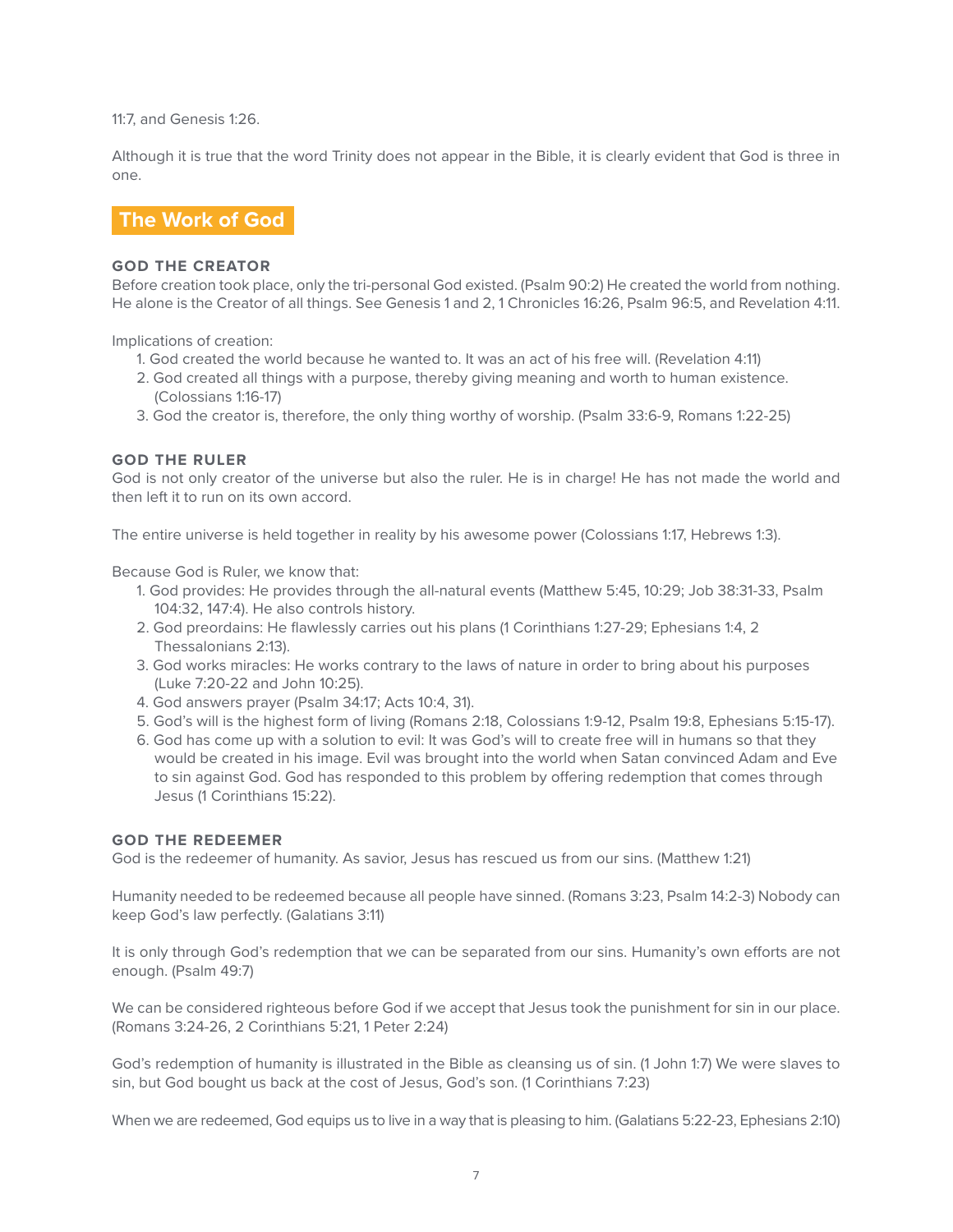11:7, and Genesis 1:26.

Although it is true that the word Trinity does not appear in the Bible, it is clearly evident that God is three in one.

## The Work of God

### GOD THE CREATOR

Before creation took place, only the tri-personal God existed. (Psalm 90:2) He created the world from nothing. He alone is the Creator of all things. See Genesis 1 and 2, 1 Chronicles 16:26, Psalm 96:5, and Revelation 4:11.

Implications of creation:

1. God created the world because he wanted to. It was an act of his free will. (Revelation 4:11)
2. God created all things with a purpose, thereby giving meaning and worth to human existence. (Colossians 1:16-17)
3. God the creator is, therefore, the only thing worthy of worship. (Psalm 33:6-9, Romans 1:22-25)

### GOD THE RULER

God is not only creator of the universe but also the ruler. He is in charge! He has not made the world and then left it to run on its own accord.

The entire universe is held together in reality by his awesome power (Colossians 1:17, Hebrews 1:3).

Because God is Ruler, we know that:

1. God provides: He provides through the all-natural events (Matthew 5:45, 10:29; Job 38:31-33, Psalm 104:32, 147:4). He also controls history.
2. God preordains: He flawlessly carries out his plans (1 Corinthians 1:27-29; Ephesians 1:4, 2 Thessalonians 2:13).
3. God works miracles: He works contrary to the laws of nature in order to bring about his purposes (Luke 7:20-22 and John 10:25).
4. God answers prayer (Psalm 34:17; Acts 10:4, 31).
5. God's will is the highest form of living (Romans 2:18, Colossians 1:9-12, Psalm 19:8, Ephesians 5:15-17).
6. God has come up with a solution to evil: It was God's will to create free will in humans so that they would be created in his image. Evil was brought into the world when Satan convinced Adam and Eve to sin against God. God has responded to this problem by offering redemption that comes through Jesus (1 Corinthians 15:22).

### GOD THE REDEEMER

God is the redeemer of humanity. As savior, Jesus has rescued us from our sins. (Matthew 1:21)

Humanity needed to be redeemed because all people have sinned. (Romans 3:23, Psalm 14:2-3) Nobody can keep God's law perfectly. (Galatians 3:11)

It is only through God's redemption that we can be separated from our sins. Humanity's own efforts are not enough. (Psalm 49:7)

We can be considered righteous before God if we accept that Jesus took the punishment for sin in our place. (Romans 3:24-26, 2 Corinthians 5:21, 1 Peter 2:24)

God's redemption of humanity is illustrated in the Bible as cleansing us of sin. (1 John 1:7) We were slaves to sin, but God bought us back at the cost of Jesus, God's son. (1 Corinthians 7:23)

When we are redeemed, God equips us to live in a way that is pleasing to him. (Galatians 5:22-23, Ephesians 2:10)